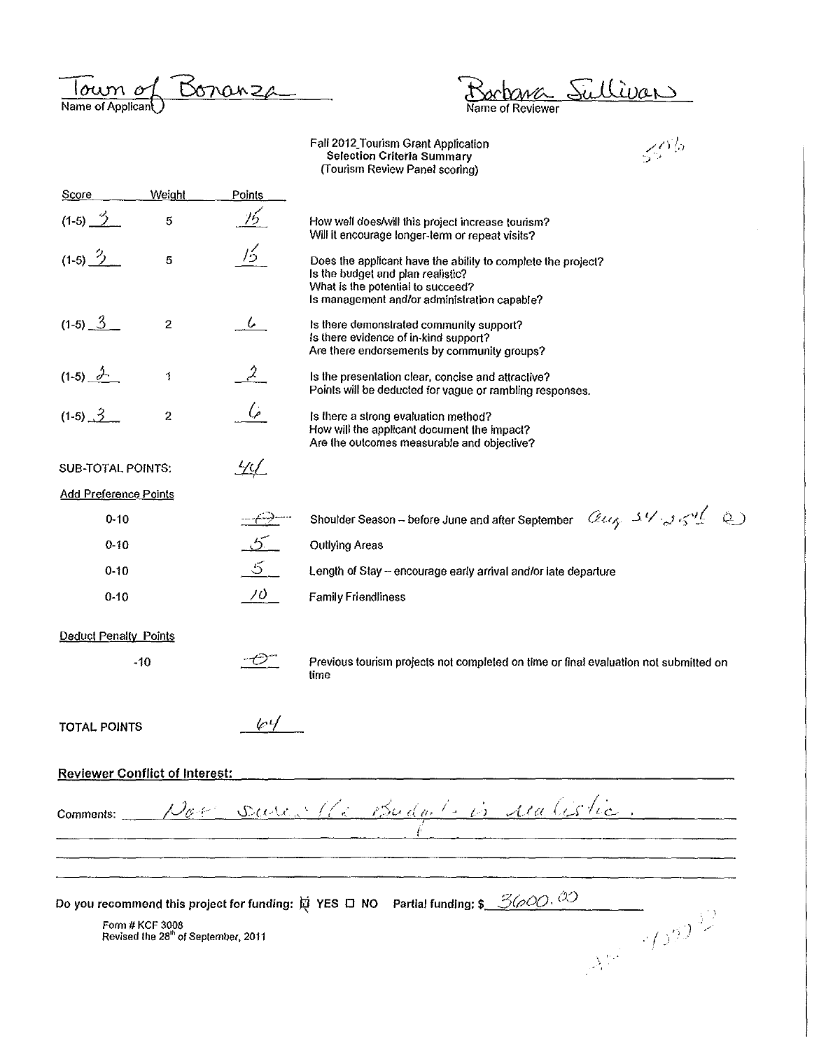Town of Bonanza
Name of Applicant

Barbara Sullivan
Name of Reviewer

Fall 2012 Tourism Grant Application
**Selection Criteria Summary**
(Tourism Review Panel scoring)

55%

| Score | Weight | Points | |
|---|---|---|---|
| (1-5) 3 | 5 | 15 | How well does/will this project increase tourism? Will it encourage longer-term or repeat visits? |
| (1-5) 3 | 5 | 15 | Does the applicant have the ability to complete the project? Is the budget and plan realistic? What is the potential to succeed? Is management and/or administration capable? |
| (1-5) 3 | 2 | 6 | Is there demonstrated community support? Is there evidence of in-kind support? Are there endorsements by community groups? |
| (1-5) 2 | 1 | 2 | Is the presentation clear, concise and attractive? Points will be deducted for vague or rambling responses. |
| (1-5) 3 | 2 | 6 | Is there a strong evaluation method? How will the applicant document the impact? Are the outcomes measurable and objective? |

SUB-TOTAL POINTS: 44

**Add Preference Points**

| | Points | |
|---|---|---|
| 0-10 | -0- | Shoulder Season – before June and after September Aug 24-25 (?) |
| 0-10 | 5 | Outlying Areas |
| 0-10 | 5 | Length of Stay – encourage early arrival and/or late departure |
| 0-10 | 10 | Family Friendliness |

**Deduct Penalty Points**

| | Points | |
|---|---|---|
| -10 | -0- | Previous tourism projects not completed on time or final evaluation not submitted on time |

TOTAL POINTS 64

**Reviewer Conflict of Interest:**

Comments: Not sure the Budget is realistic.

Do you recommend this project for funding: ☒ YES ☐ NO Partial funding: $ 3600.00

Form # KCF 3008
Revised the 28th of September, 2011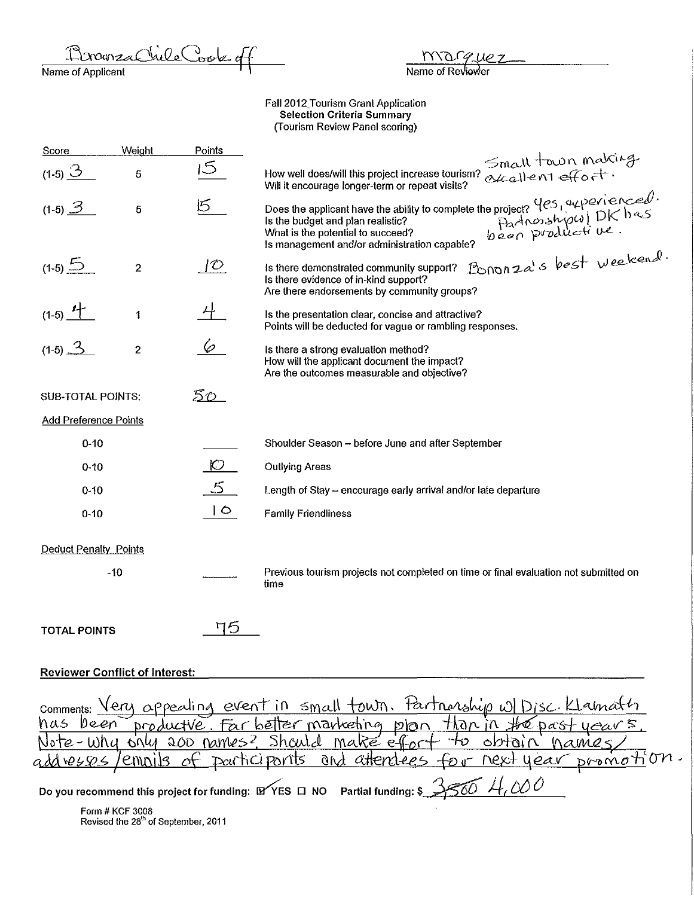Bonanza Chile Cook-off
Name of Applicant

marquez
Name of Reviewer

Fall 2012 Tourism Grant Application
**Selection Criteria Summary**
(Tourism Review Panel scoring)

| Score | Weight | Points | |
|---|---|---|---|
| (1-5) 3 | 5 | 15 | How well does/will this project increase tourism? Will it encourage longer-term or repeat visits? *Small town making excellent effort.* |
| (1-5) 3 | 5 | 15 | Does the applicant have the ability to complete the project? Is the budget and plan realistic? What is the potential to succeed? Is management and/or administration capable? *Yes, experienced. Partnership w/ DK has been productive.* |
| (1-5) 5 | 2 | 10 | Is there demonstrated community support? Is there evidence of in-kind support? Are there endorsements by community groups? *Bonanza's best weekend.* |
| (1-5) 4 | 1 | 4 | Is the presentation clear, concise and attractive? Points will be deducted for vague or rambling responses. |
| (1-5) 3 | 2 | 6 | Is there a strong evaluation method? How will the applicant document the impact? Are the outcomes measurable and objective? |
| SUB-TOTAL POINTS: | | 50 | |

**Add Preference Points**

| | Points | |
|---|---|---|
| 0-10 | | Shoulder Season – before June and after September |
| 0-10 | 10 | Outlying Areas |
| 0-10 | 5 | Length of Stay – encourage early arrival and/or late departure |
| 0-10 | 10 | Family Friendliness |

**Deduct Penalty Points**

| | Points | |
|---|---|---|
| -10 | | Previous tourism projects not completed on time or final evaluation not submitted on time |

**TOTAL POINTS** 75

**Reviewer Conflict of Interest:**

Comments: Very appealing event in small town. Partnership w/ Disc. Klamath has been productive. Far better marketing plan than in the past years. Note - why only 200 names? Should make effort to obtain names/addresses/emails of participants and attendees for next year promotion.

Do you recommend this project for funding: ☑ YES ☐ NO Partial funding: $ ~~3,500~~ 4,000

Form # KCF 3008
Revised the 28th of September, 2011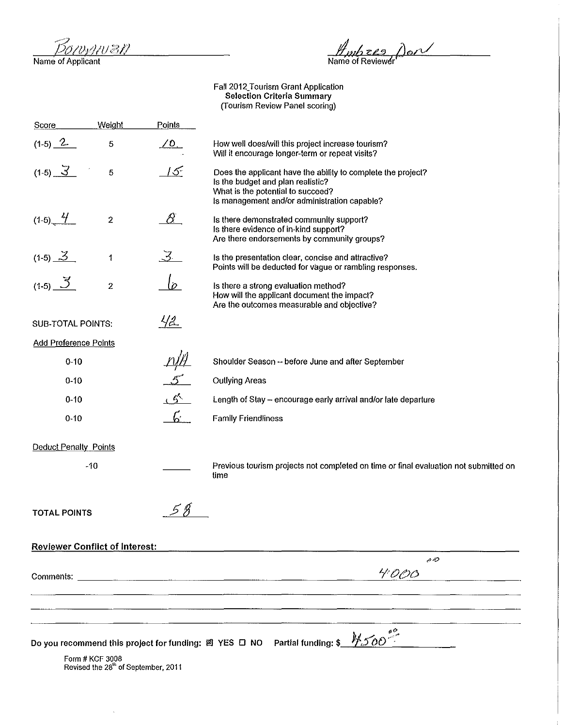Bowman
Name of Applicant

Ambrea Don
Name of Reviewer

Fall 2012 Tourism Grant Application
**Selection Criteria Summary**
(Tourism Review Panel scoring)

| Score | Weight | Points | |
|---|---|---|---|
| (1-5) 2 | 5 | 10 | How well does/will this project increase tourism?<br>Will it encourage longer-term or repeat visits? |
| (1-5) 3 | 5 | 15 | Does the applicant have the ability to complete the project?<br>Is the budget and plan realistic?<br>What is the potential to succeed?<br>Is management and/or administration capable? |
| (1-5) 4 | 2 | 8 | Is there demonstrated community support?<br>Is there evidence of in-kind support?<br>Are there endorsements by community groups? |
| (1-5) 3 | 1 | 3 | Is the presentation clear, concise and attractive?<br>Points will be deducted for vague or rambling responses. |
| (1-5) 3 | 2 | 6 | Is there a strong evaluation method?<br>How will the applicant document the impact?<br>Are the outcomes measurable and objective? |

SUB-TOTAL POINTS: 42

Add Preference Points

| | | |
|---|---|---|
| 0-10 | n/A | Shoulder Season -- before June and after September |
| 0-10 | 5 | Outlying Areas |
| 0-10 | 5 | Length of Stay -- encourage early arrival and/or late departure |
| 0-10 | 6 | Family Friendliness |

Deduct Penalty Points

| | | |
|---|---|---|
| -10 | ______ | Previous tourism projects not completed on time or final evaluation not submitted on time |

TOTAL POINTS 58

**Reviewer Conflict of Interest:**

Comments: 4000.00

Do you recommend this project for funding: ☒ YES ☐ NO Partial funding: $ 4500.00

Form # KCF 3008
Revised the 28th of September, 2011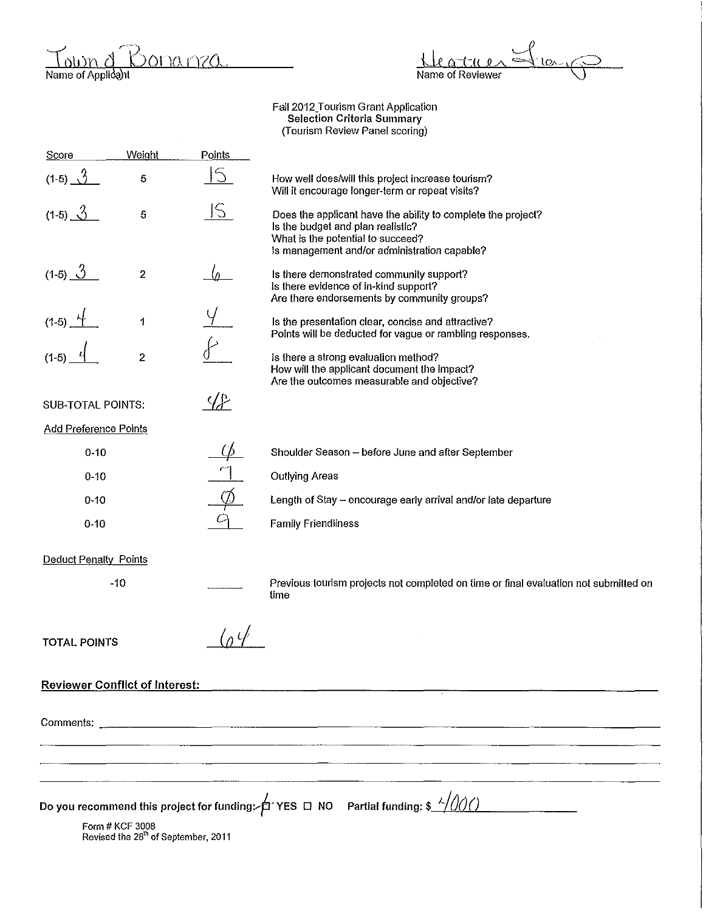Town of Bonanza
Name of Applicant

Heather [signature]
Name of Reviewer

Fall 2012 Tourism Grant Application
**Selection Criteria Summary**
(Tourism Review Panel scoring)

| Score | Weight | Points | |
|---|---|---|---|
| (1-5) 3 | 5 | 15 | How well does/will this project increase tourism? Will it encourage longer-term or repeat visits? |
| (1-5) 3 | 5 | 15 | Does the applicant have the ability to complete the project? Is the budget and plan realistic? What is the potential to succeed? Is management and/or administration capable? |
| (1-5) 3 | 2 | 6 | Is there demonstrated community support? Is there evidence of in-kind support? Are there endorsements by community groups? |
| (1-5) 4 | 1 | 4 | Is the presentation clear, concise and attractive? Points will be deducted for vague or rambling responses. |
| (1-5) 4 | 2 | 8 | Is there a strong evaluation method? How will the applicant document the impact? Are the outcomes measurable and objective? |

SUB-TOTAL POINTS: 48

Add Preference Points

| | Points | |
|---|---|---|
| 0-10 | 0 | Shoulder Season – before June and after September |
| 0-10 | 7 | Outlying Areas |
| 0-10 | 0 | Length of Stay – encourage early arrival and/or late departure |
| 0-10 | 9 | Family Friendliness |

Deduct Penalty Points

| | Points | |
|---|---|---|
| -10 | ______ | Previous tourism projects not completed on time or final evaluation not submitted on time |

TOTAL POINTS 64

**Reviewer Conflict of Interest:** ______

Comments: ______

**Do you recommend this project for funding:** ☑ YES ☐ NO **Partial funding:** $ 4000

Form # KCF 3008
Revised the 28th of September, 2011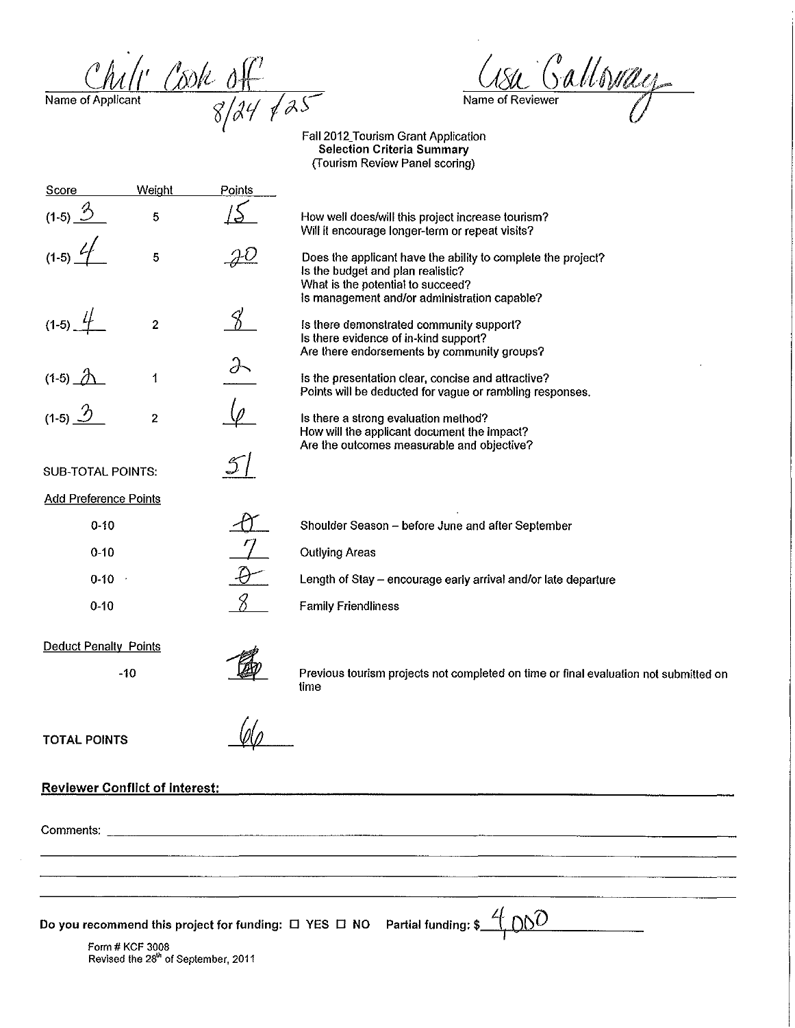Chili Cook off
Name of Applicant

8/24 & 25

Lisa Galloway
Name of Reviewer

Fall 2012_Tourism Grant Application
**Selection Criteria Summary**
(Tourism Review Panel scoring)

| Score | Weight | Points | |
|---|---|---|---|
| (1-5) 3 | 5 | 15 | How well does/will this project increase tourism? Will it encourage longer-term or repeat visits? |
| (1-5) 4 | 5 | 20 | Does the applicant have the ability to complete the project? Is the budget and plan realistic? What is the potential to succeed? Is management and/or administration capable? |
| (1-5) 4 | 2 | 8 | Is there demonstrated community support? Is there evidence of in-kind support? Are there endorsements by community groups? |
| (1-5) 2 | 1 | 2 | Is the presentation clear, concise and attractive? Points will be deducted for vague or rambling responses. |
| (1-5) 3 | 2 | 6 | Is there a strong evaluation method? How will the applicant document the impact? Are the outcomes measurable and objective? |

SUB-TOTAL POINTS: 51

Add Preference Points

| Range | Points | |
|---|---|---|
| 0-10 | 0 | Shoulder Season – before June and after September |
| 0-10 | 7 | Outlying Areas |
| 0-10 | 0 | Length of Stay – encourage early arrival and/or late departure |
| 0-10 | 8 | Family Friendliness |

Deduct Penalty Points

-10 — (crossed out) — Previous tourism projects not completed on time or final evaluation not submitted on time

TOTAL POINTS 66

**Reviewer Conflict of Interest:**

Comments:

**Do you recommend this project for funding:** ☐ YES ☐ NO **Partial funding: $** 4,000

Form # KCF 3008
Revised the 28th of September, 2011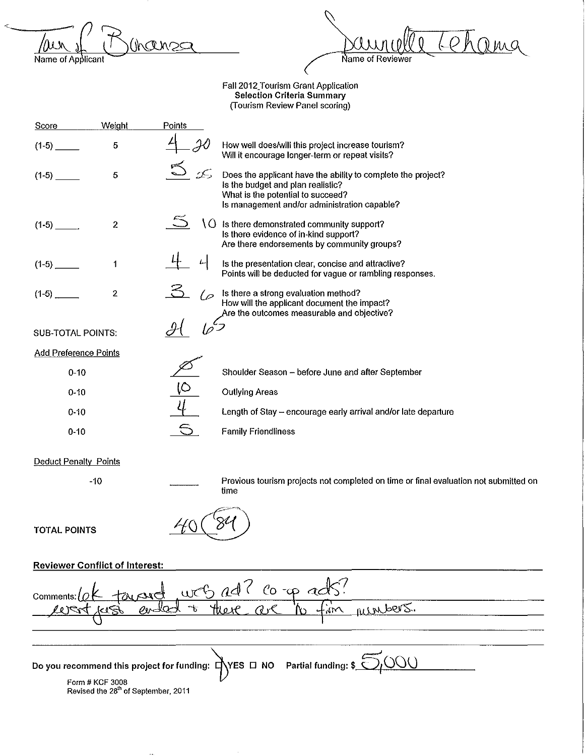Town of Bonanza
Name of Applicant

Danuelle Lehama
Name of Reviewer

Fall 2012 Tourism Grant Application
**Selection Criteria Summary**
(Tourism Review Panel scoring)

| Score | Weight | Points | |
|---|---|---|---|
| (1-5) _____ | 5 | 4 20 | How well does/will this project increase tourism? Will it encourage longer-term or repeat visits? |
| (1-5) _____ | 5 | 5 25 | Does the applicant have the ability to complete the project? Is the budget and plan realistic? What is the potential to succeed? Is management and/or administration capable? |
| (1-5) _____ | 2 | 5 10 | Is there demonstrated community support? Is there evidence of in-kind support? Are there endorsements by community groups? |
| (1-5) _____ | 1 | 4 4 | Is the presentation clear, concise and attractive? Points will be deducted for vague or rambling responses. |
| (1-5) _____ | 2 | 3 6 | Is there a strong evaluation method? How will the applicant document the impact? Are the outcomes measurable and objective? |
| SUB-TOTAL POINTS: | | 21 65 | |

Add Preference Points

| | | |
|---|---|---|
| 0-10 | Ø | Shoulder Season – before June and after September |
| 0-10 | 10 | Outlying Areas |
| 0-10 | 4 | Length of Stay – encourage early arrival and/or late departure |
| 0-10 | 5 | Family Friendliness |

Deduct Penalty Points

| | | |
|---|---|---|
| -10 | _____ | Previous tourism projects not completed on time or final evaluation not submitted on time |

**TOTAL POINTS** 40 (84)

**Reviewer Conflict of Interest:**

Comments: 6k toward web ad? co-op ads? event just ended + there are no firm numbers.

**Do you recommend this project for funding:** ☒ YES ☐ NO Partial funding: $ 5,000

Form # KCF 3008
Revised the 28th of September, 2011